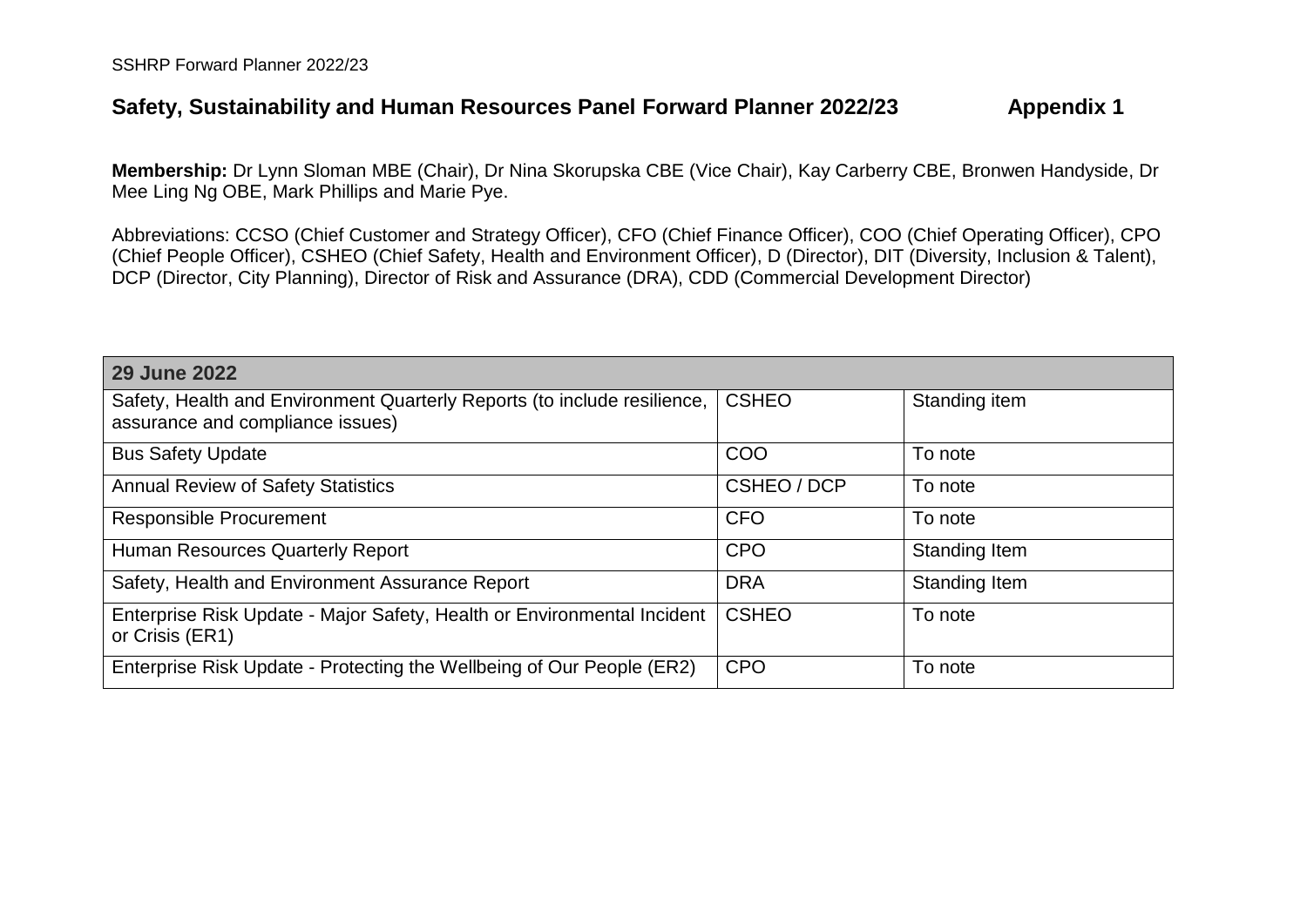## Safety, Sustainability and Human Resources Panel Forward Planner 2022/23 Appendix 1

**Membership:** Dr Lynn Sloman MBE (Chair), Dr Nina Skorupska CBE (Vice Chair), Kay Carberry CBE, Bronwen Handyside, Dr Mee Ling Ng OBE, Mark Phillips and Marie Pye.

Abbreviations: CCSO (Chief Customer and Strategy Officer), CFO (Chief Finance Officer), COO (Chief Operating Officer), CPO (Chief People Officer), CSHEO (Chief Safety, Health and Environment Officer), D (Director), DIT (Diversity, Inclusion & Talent), DCP (Director, City Planning), Director of Risk and Assurance (DRA), CDD (Commercial Development Director)

| **29 June 2022** | | |
|---|---|---|
| Safety, Health and Environment Quarterly Reports (to include resilience, assurance and compliance issues) | CSHEO | Standing item |
| Bus Safety Update | COO | To note |
| Annual Review of Safety Statistics | CSHEO / DCP | To note |
| Responsible Procurement | CFO | To note |
| Human Resources Quarterly Report | CPO | Standing Item |
| Safety, Health and Environment Assurance Report | DRA | Standing Item |
| Enterprise Risk Update - Major Safety, Health or Environmental Incident or Crisis (ER1) | CSHEO | To note |
| Enterprise Risk Update - Protecting the Wellbeing of Our People (ER2) | CPO | To note |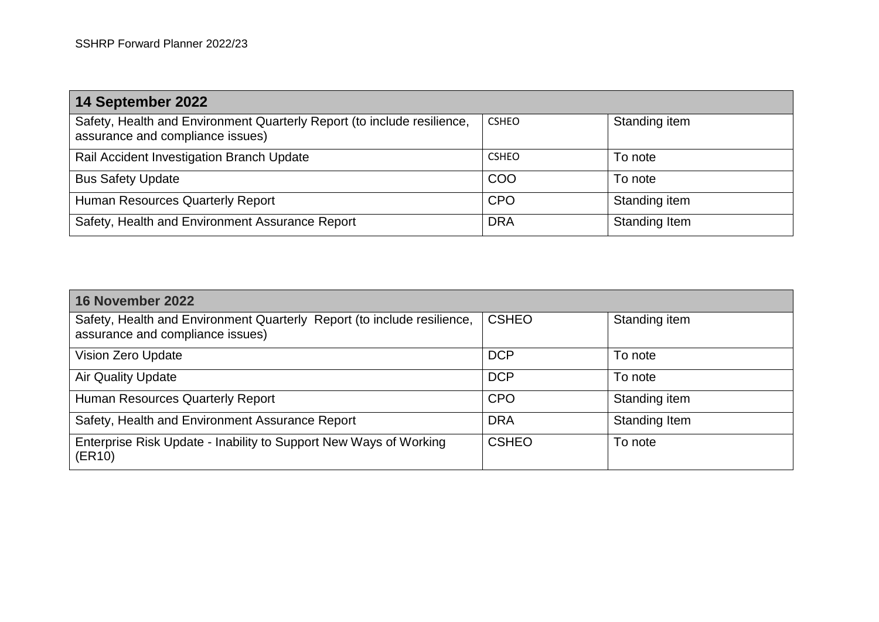| 14 September 2022 | | |
|---|---|---|
| Safety, Health and Environment Quarterly Report (to include resilience, assurance and compliance issues) | CSHEO | Standing item |
| Rail Accident Investigation Branch Update | CSHEO | To note |
| Bus Safety Update | COO | To note |
| Human Resources Quarterly Report | CPO | Standing item |
| Safety, Health and Environment Assurance Report | DRA | Standing Item |

| 16 November 2022 | | |
|---|---|---|
| Safety, Health and Environment Quarterly Report (to include resilience, assurance and compliance issues) | CSHEO | Standing item |
| Vision Zero Update | DCP | To note |
| Air Quality Update | DCP | To note |
| Human Resources Quarterly Report | CPO | Standing item |
| Safety, Health and Environment Assurance Report | DRA | Standing Item |
| Enterprise Risk Update - Inability to Support New Ways of Working (ER10) | CSHEO | To note |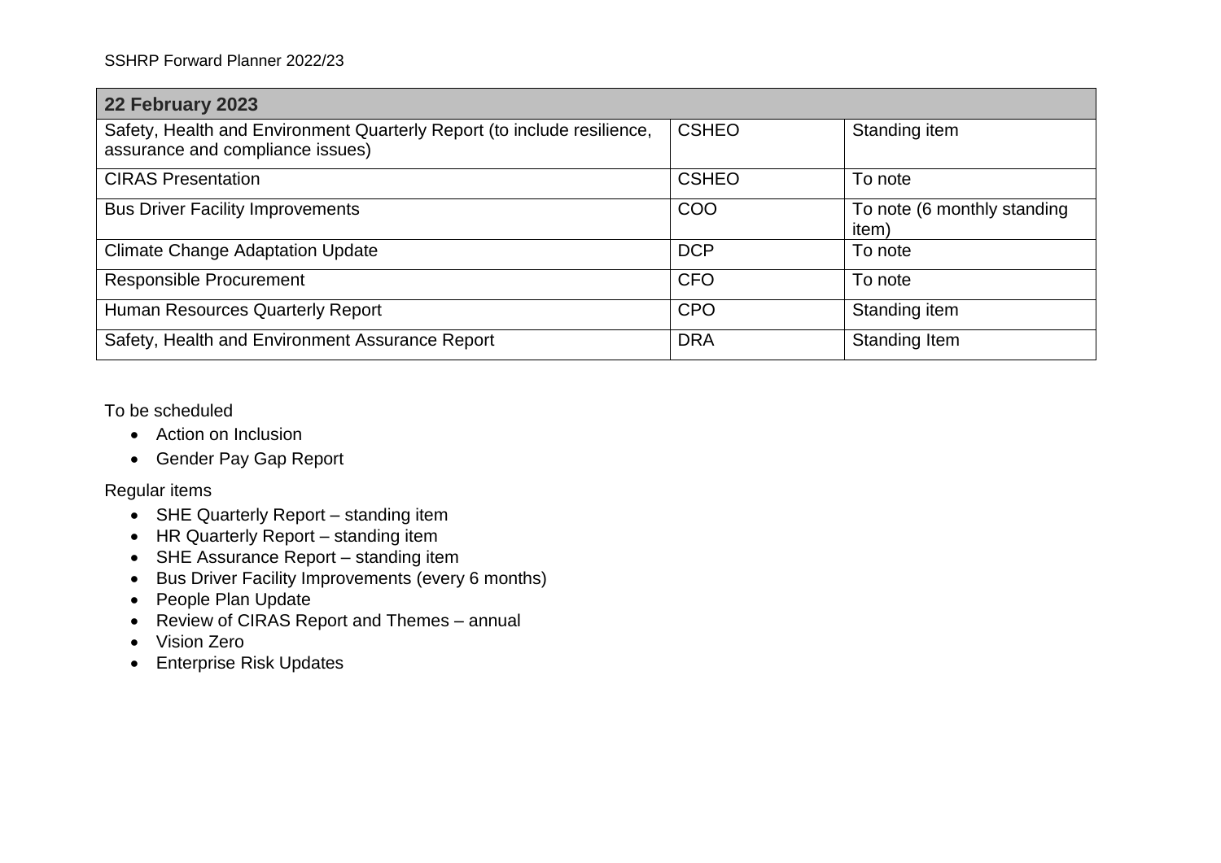| 22 February 2023 | | |
|---|---|---|
| Safety, Health and Environment Quarterly Report (to include resilience, assurance and compliance issues) | CSHEO | Standing item |
| CIRAS Presentation | CSHEO | To note |
| Bus Driver Facility Improvements | COO | To note (6 monthly standing item) |
| Climate Change Adaptation Update | DCP | To note |
| Responsible Procurement | CFO | To note |
| Human Resources Quarterly Report | CPO | Standing item |
| Safety, Health and Environment Assurance Report | DRA | Standing Item |

To be scheduled

- Action on Inclusion
- Gender Pay Gap Report

Regular items

- SHE Quarterly Report – standing item
- HR Quarterly Report – standing item
- SHE Assurance Report – standing item
- Bus Driver Facility Improvements (every 6 months)
- People Plan Update
- Review of CIRAS Report and Themes – annual
- Vision Zero
- Enterprise Risk Updates